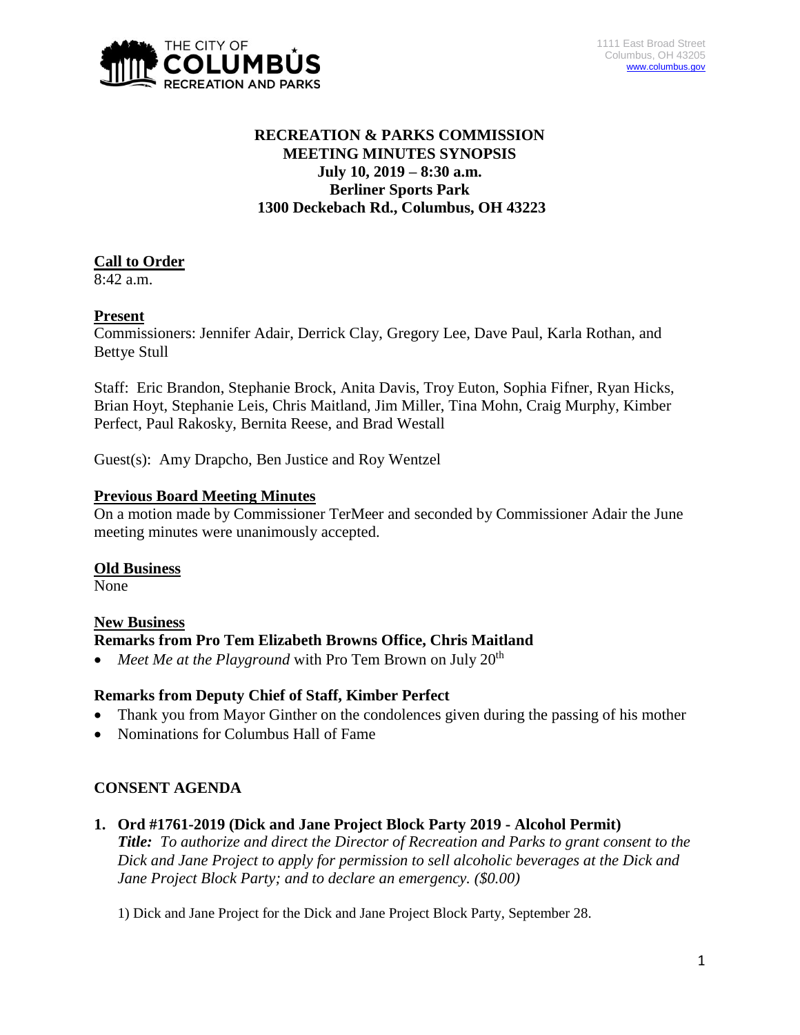1111 East Broad Street
Columbus, OH 43205
www.columbus.gov

# RECREATION & PARKS COMMISSION
## MEETING MINUTES SYNOPSIS
**July 10, 2019 – 8:30 a.m.**
**Berliner Sports Park**
**1300 Deckebach Rd., Columbus, OH 43223**

### Call to Order
8:42 a.m.

### Present
Commissioners: Jennifer Adair, Derrick Clay, Gregory Lee, Dave Paul, Karla Rothan, and Bettye Stull

Staff: Eric Brandon, Stephanie Brock, Anita Davis, Troy Euton, Sophia Fifner, Ryan Hicks, Brian Hoyt, Stephanie Leis, Chris Maitland, Jim Miller, Tina Mohn, Craig Murphy, Kimber Perfect, Paul Rakosky, Bernita Reese, and Brad Westall

Guest(s): Amy Drapcho, Ben Justice and Roy Wentzel

### Previous Board Meeting Minutes
On a motion made by Commissioner TerMeer and seconded by Commissioner Adair the June meeting minutes were unanimously accepted.

### Old Business
None

### New Business
**Remarks from Pro Tem Elizabeth Browns Office, Chris Maitland**

- *Meet Me at the Playground* with Pro Tem Brown on July 20th

**Remarks from Deputy Chief of Staff, Kimber Perfect**

- Thank you from Mayor Ginther on the condolences given during the passing of his mother
- Nominations for Columbus Hall of Fame

### CONSENT AGENDA

**1. Ord #1761-2019 (Dick and Jane Project Block Party 2019 - Alcohol Permit)**
***Title:*** *To authorize and direct the Director of Recreation and Parks to grant consent to the Dick and Jane Project to apply for permission to sell alcoholic beverages at the Dick and Jane Project Block Party; and to declare an emergency. ($0.00)*

1) Dick and Jane Project for the Dick and Jane Project Block Party, September 28.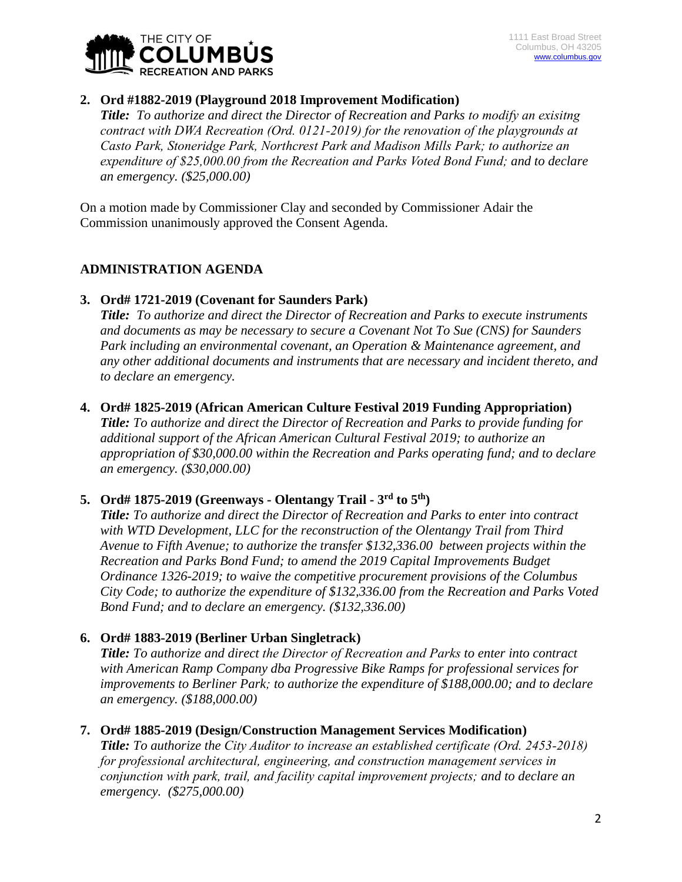**2. Ord #1882-2019 (Playground 2018 Improvement Modification)**

***Title:*** *To authorize and direct the Director of Recreation and Parks to modify an exisitng contract with DWA Recreation (Ord. 0121-2019) for the renovation of the playgrounds at Casto Park, Stoneridge Park, Northcrest Park and Madison Mills Park; to authorize an expenditure of $25,000.00 from the Recreation and Parks Voted Bond Fund; and to declare an emergency. ($25,000.00)*

On a motion made by Commissioner Clay and seconded by Commissioner Adair the Commission unanimously approved the Consent Agenda.

## ADMINISTRATION AGENDA

**3. Ord# 1721-2019 (Covenant for Saunders Park)**

***Title:*** *To authorize and direct the Director of Recreation and Parks to execute instruments and documents as may be necessary to secure a Covenant Not To Sue (CNS) for Saunders Park including an environmental covenant, an Operation & Maintenance agreement, and any other additional documents and instruments that are necessary and incident thereto, and to declare an emergency.*

**4. Ord# 1825-2019 (African American Culture Festival 2019 Funding Appropriation)**

***Title:*** *To authorize and direct the Director of Recreation and Parks to provide funding for additional support of the African American Cultural Festival 2019; to authorize an appropriation of $30,000.00 within the Recreation and Parks operating fund; and to declare an emergency. ($30,000.00)*

**5. Ord# 1875-2019 (Greenways - Olentangy Trail - 3rd to 5th)**

***Title:*** *To authorize and direct the Director of Recreation and Parks to enter into contract with WTD Development, LLC for the reconstruction of the Olentangy Trail from Third Avenue to Fifth Avenue; to authorize the transfer $132,336.00 between projects within the Recreation and Parks Bond Fund; to amend the 2019 Capital Improvements Budget Ordinance 1326-2019; to waive the competitive procurement provisions of the Columbus City Code; to authorize the expenditure of $132,336.00 from the Recreation and Parks Voted Bond Fund; and to declare an emergency. ($132,336.00)*

**6. Ord# 1883-2019 (Berliner Urban Singletrack)**

***Title:*** *To authorize and direct the Director of Recreation and Parks to enter into contract with American Ramp Company dba Progressive Bike Ramps for professional services for improvements to Berliner Park; to authorize the expenditure of $188,000.00; and to declare an emergency. ($188,000.00)*

**7. Ord# 1885-2019 (Design/Construction Management Services Modification)**

***Title:*** *To authorize the City Auditor to increase an established certificate (Ord. 2453-2018) for professional architectural, engineering, and construction management services in conjunction with park, trail, and facility capital improvement projects; and to declare an emergency. ($275,000.00)*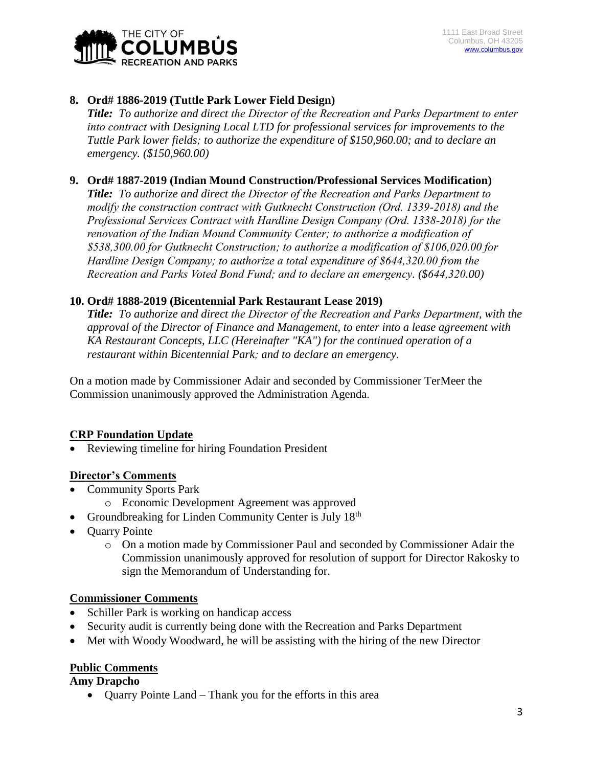**8. Ord# 1886-2019 (Tuttle Park Lower Field Design)**

***Title:*** *To authorize and direct the Director of the Recreation and Parks Department to enter into contract with Designing Local LTD for professional services for improvements to the Tuttle Park lower fields; to authorize the expenditure of $150,960.00; and to declare an emergency. ($150,960.00)*

**9. Ord# 1887-2019 (Indian Mound Construction/Professional Services Modification)**

***Title:*** *To authorize and direct the Director of the Recreation and Parks Department to modify the construction contract with Gutknecht Construction (Ord. 1339-2018) and the Professional Services Contract with Hardline Design Company (Ord. 1338-2018) for the renovation of the Indian Mound Community Center; to authorize a modification of $538,300.00 for Gutknecht Construction; to authorize a modification of $106,020.00 for Hardline Design Company; to authorize a total expenditure of $644,320.00 from the Recreation and Parks Voted Bond Fund; and to declare an emergency. ($644,320.00)*

**10. Ord# 1888-2019 (Bicentennial Park Restaurant Lease 2019)**

***Title:*** *To authorize and direct the Director of the Recreation and Parks Department, with the approval of the Director of Finance and Management, to enter into a lease agreement with KA Restaurant Concepts, LLC (Hereinafter "KA") for the continued operation of a restaurant within Bicentennial Park; and to declare an emergency.*

On a motion made by Commissioner Adair and seconded by Commissioner TerMeer the Commission unanimously approved the Administration Agenda.

## CRP Foundation Update

- Reviewing timeline for hiring Foundation President

## Director's Comments

- Community Sports Park
  - Economic Development Agreement was approved
- Groundbreaking for Linden Community Center is July 18th
- Quarry Pointe
  - On a motion made by Commissioner Paul and seconded by Commissioner Adair the Commission unanimously approved for resolution of support for Director Rakosky to sign the Memorandum of Understanding for.

## Commissioner Comments

- Schiller Park is working on handicap access
- Security audit is currently being done with the Recreation and Parks Department
- Met with Woody Woodward, he will be assisting with the hiring of the new Director

## Public Comments

**Amy Drapcho**

- Quarry Pointe Land – Thank you for the efforts in this area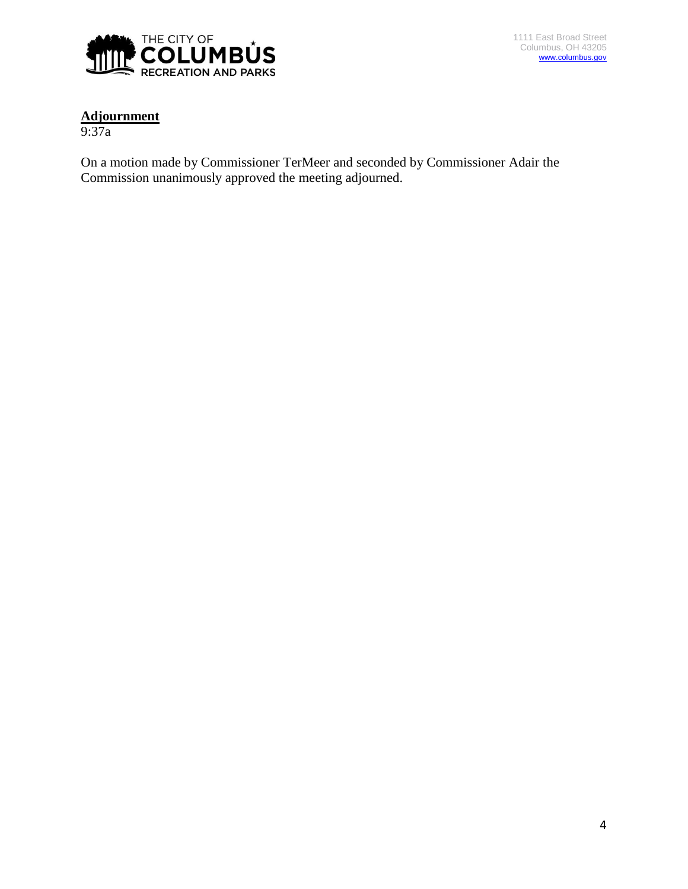**Adjournment**

9:37a

On a motion made by Commissioner TerMeer and seconded by Commissioner Adair the Commission unanimously approved the meeting adjourned.